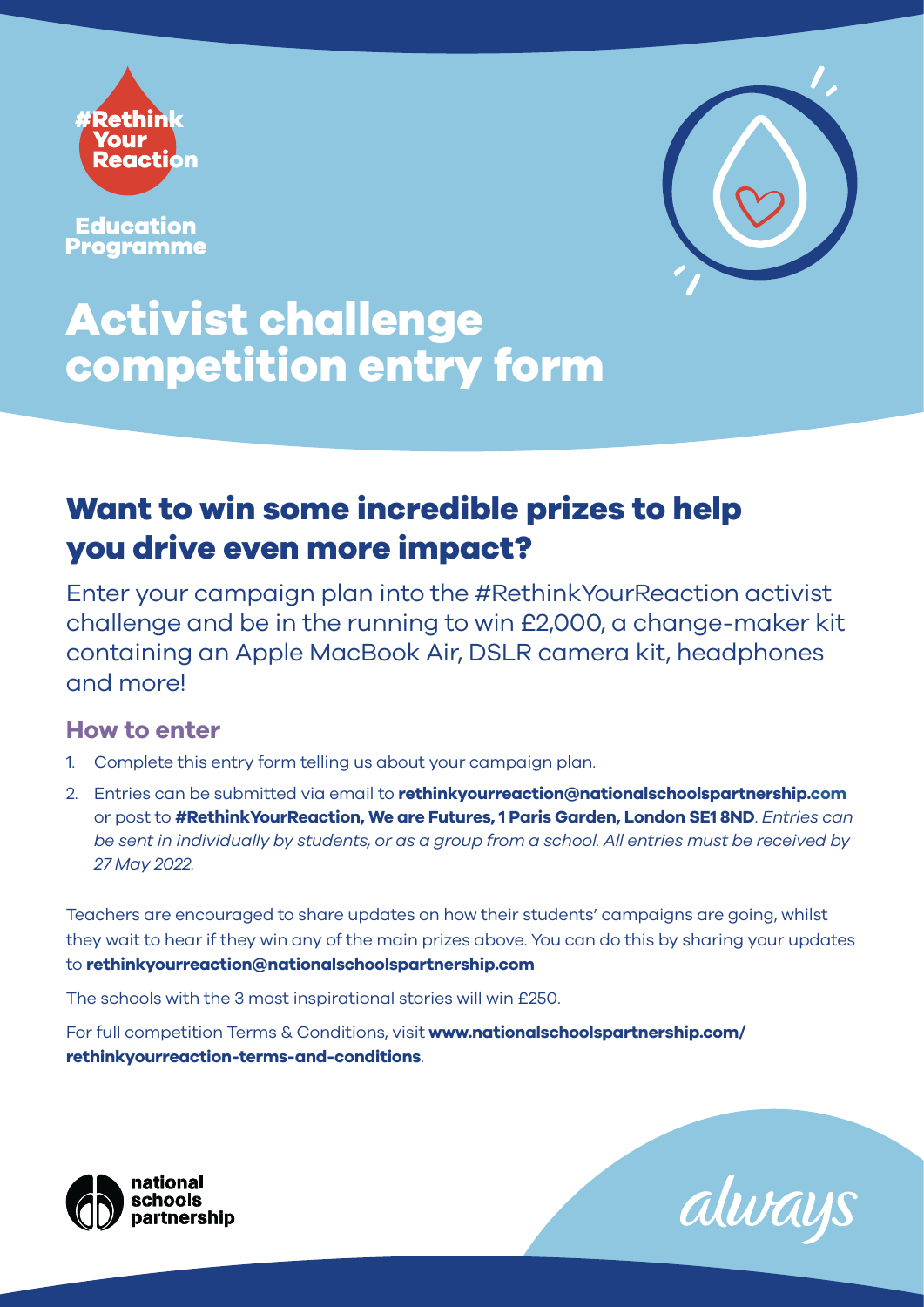#RethinkYourReaction

Education Programme

# Activist challenge competition entry form

## Want to win some incredible prizes to help you drive even more impact?

Enter your campaign plan into the #RethinkYourReaction activist challenge and be in the running to win £2,000, a change-maker kit containing an Apple MacBook Air, DSLR camera kit, headphones and more!

### How to enter

1. Complete this entry form telling us about your campaign plan.
2. Entries can be submitted via email to **rethinkyourreaction@nationalschoolspartnership.com** or post to **#RethinkYourReaction, We are Futures, 1 Paris Garden, London SE1 8ND**. *Entries can be sent in individually by students, or as a group from a school. All entries must be received by 27 May 2022.*

Teachers are encouraged to share updates on how their students' campaigns are going, whilst they wait to hear if they win any of the main prizes above. You can do this by sharing your updates to **rethinkyourreaction@nationalschoolspartnership.com**

The schools with the 3 most inspirational stories will win £250.

For full competition Terms & Conditions, visit **www.nationalschoolspartnership.com/rethinkyourreaction-terms-and-conditions**.

national schools partnership

always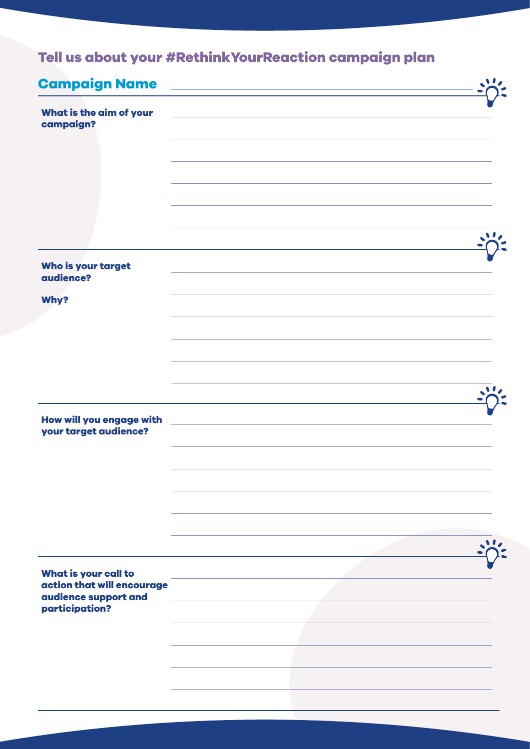## Tell us about your #RethinkYourReaction campaign plan

### Campaign Name

**What is the aim of your campaign?**

**Who is your target audience?**

**Why?**

**How will you engage with your target audience?**

**What is your call to action that will encourage audience support and participation?**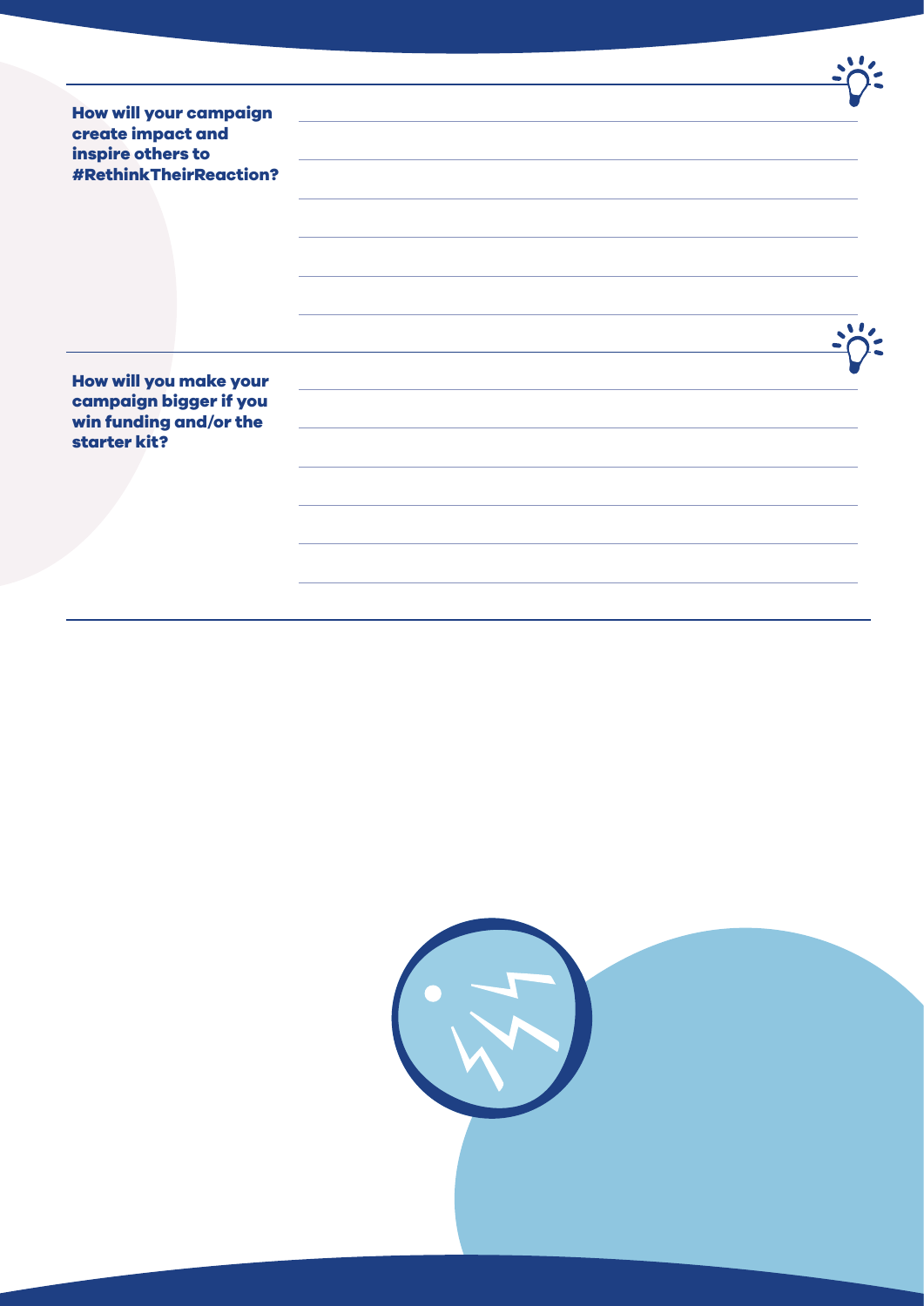**How will your campaign create impact and inspire others to #RethinkTheirReaction?**

**How will you make your campaign bigger if you win funding and/or the starter kit?**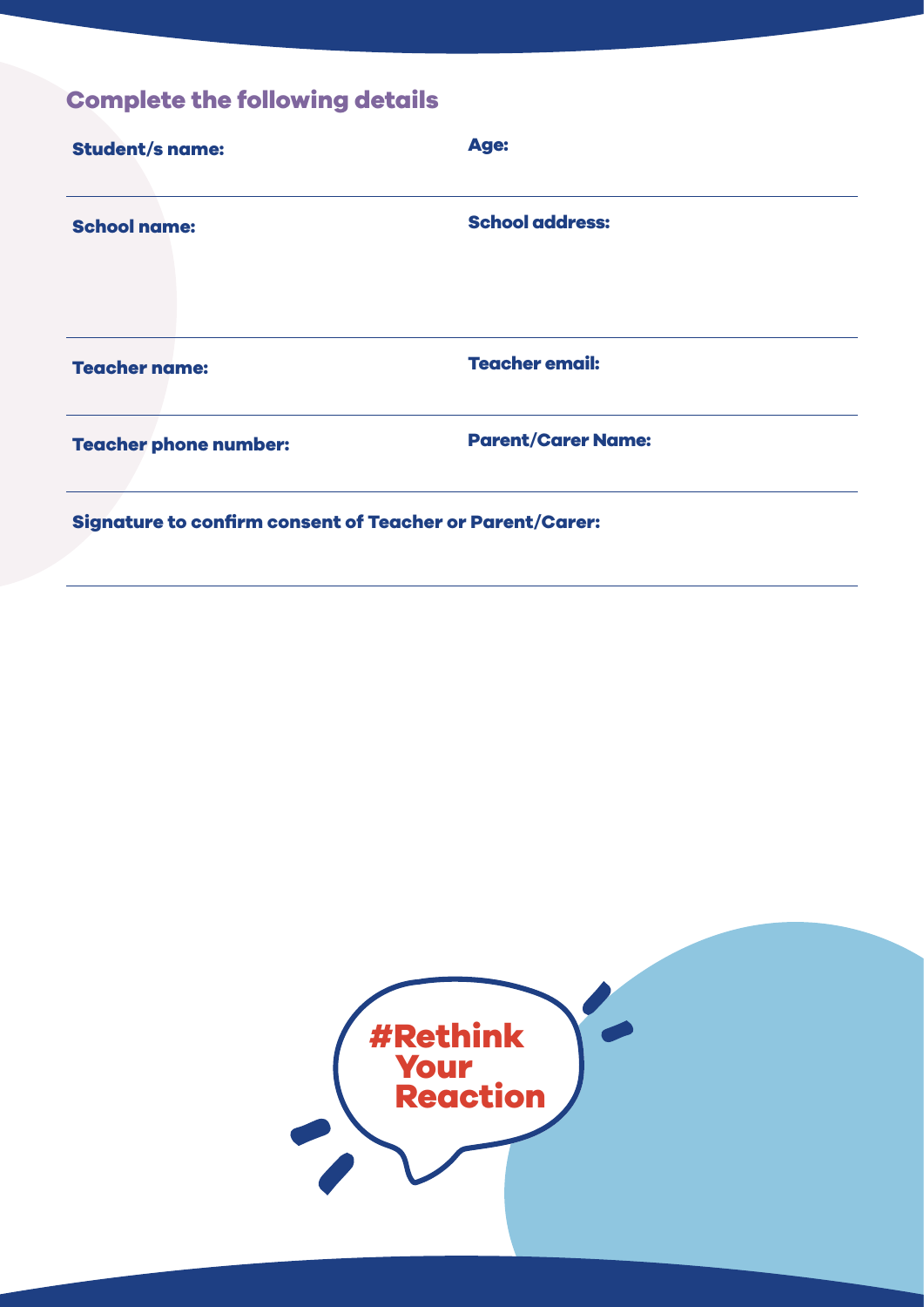## Complete the following details

**Student/s name:**

**Age:**

**School name:**

**School address:**

**Teacher name:**

**Teacher email:**

**Teacher phone number:**

**Parent/Carer Name:**

**Signature to confirm consent of Teacher or Parent/Carer:**

#Rethink Your Reaction